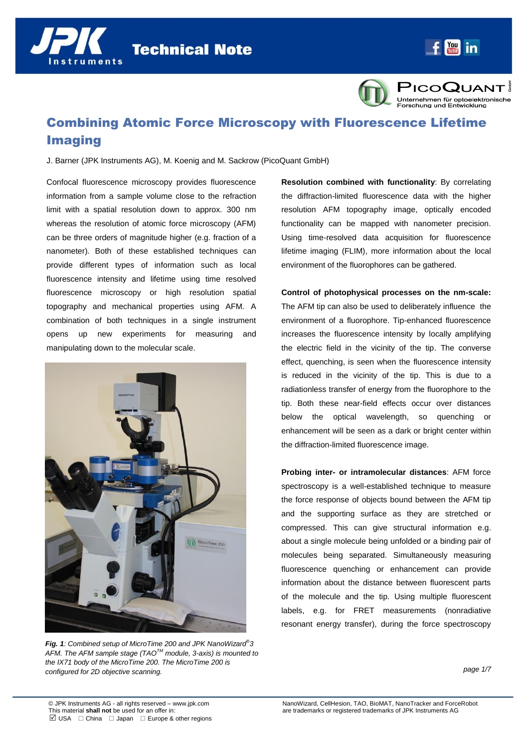Technical Note

# Combining Atomic Force Microscopy with Fluorescence Lifetime Imaging

J. Barner (JPK Instruments AG), M. Koenig and M. Sackrow (PicoQuant GmbH)

Confocal fluorescence microscopy provides fluorescence information from a sample volume close to the refraction limit with a spatial resolution down to approx. 300 nm whereas the resolution of atomic force microscopy (AFM) can be three orders of magnitude higher (e.g. fraction of a nanometer). Both of these established techniques can provide different types of information such as local fluorescence intensity and lifetime using time resolved fluorescence microscopy or high resolution spatial topography and mechanical properties using AFM. A combination of both techniques in a single instrument opens up new experiments for measuring and manipulating down to the molecular scale.

***Fig. 1**: Combined setup of MicroTime 200 and JPK NanoWizard®3 AFM. The AFM sample stage (TAO™ module, 3-axis) is mounted to the IX71 body of the MicroTime 200. The MicroTime 200 is configured for 2D objective scanning.*

**Resolution combined with functionality**: By correlating the diffraction-limited fluorescence data with the higher resolution AFM topography image, optically encoded functionality can be mapped with nanometer precision. Using time-resolved data acquisition for fluorescence lifetime imaging (FLIM), more information about the local environment of the fluorophores can be gathered.

**Control of photophysical processes on the nm-scale:** The AFM tip can also be used to deliberately influence the environment of a fluorophore. Tip-enhanced fluorescence increases the fluorescence intensity by locally amplifying the electric field in the vicinity of the tip. The converse effect, quenching, is seen when the fluorescence intensity is reduced in the vicinity of the tip. This is due to a radiationless transfer of energy from the fluorophore to the tip. Both these near-field effects occur over distances below the optical wavelength, so quenching or enhancement will be seen as a dark or bright center within the diffraction-limited fluorescence image.

**Probing inter- or intramolecular distances**: AFM force spectroscopy is a well-established technique to measure the force response of objects bound between the AFM tip and the supporting surface as they are stretched or compressed. This can give structural information e.g. about a single molecule being unfolded or a binding pair of molecules being separated. Simultaneously measuring fluorescence quenching or enhancement can provide information about the distance between fluorescent parts of the molecule and the tip. Using multiple fluorescent labels, e.g. for FRET measurements (nonradiative resonant energy transfer), during the force spectroscopy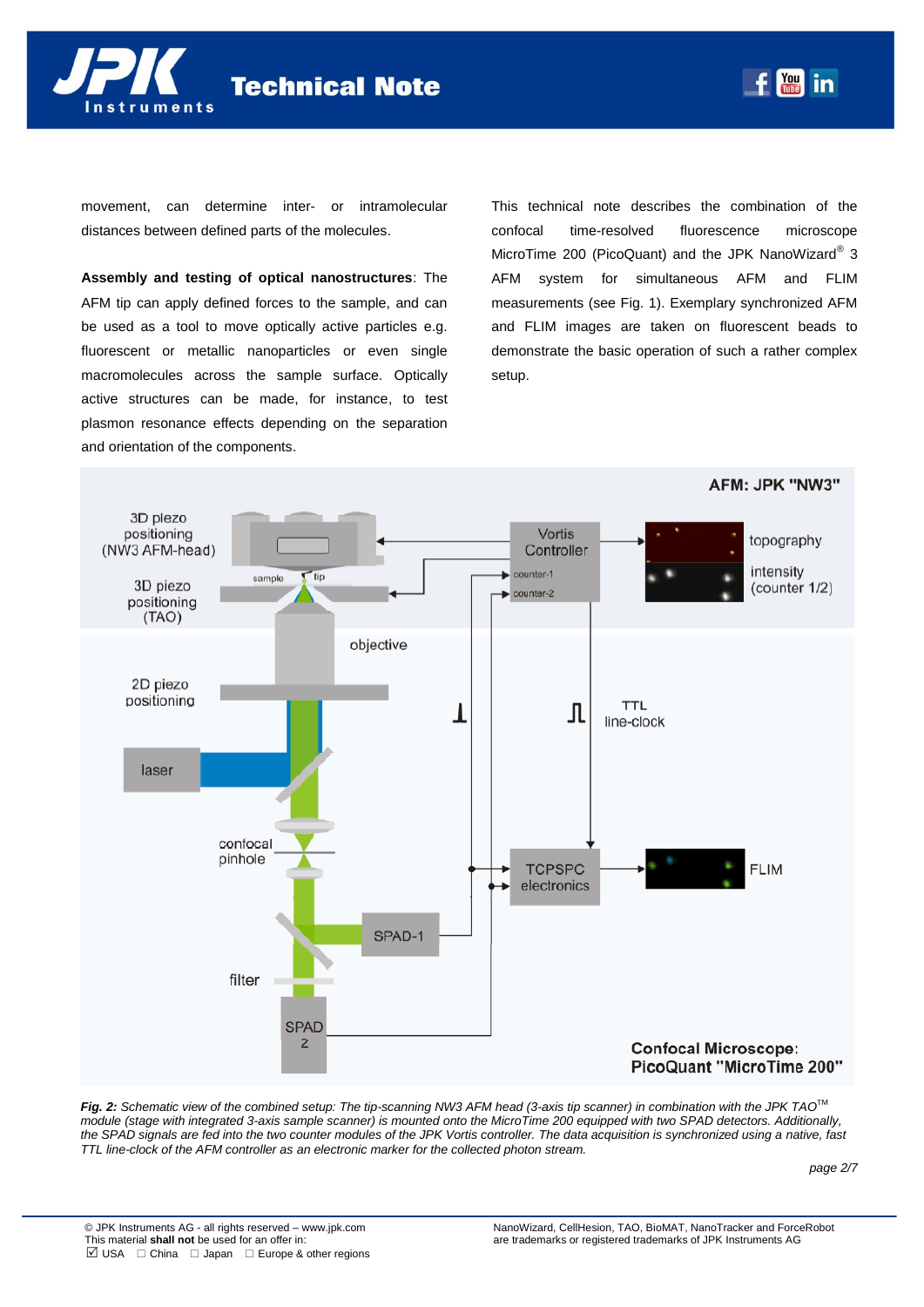movement, can determine inter- or intramolecular distances between defined parts of the molecules.

**Assembly and testing of optical nanostructures**: The AFM tip can apply defined forces to the sample, and can be used as a tool to move optically active particles e.g. fluorescent or metallic nanoparticles or even single macromolecules across the sample surface. Optically active structures can be made, for instance, to test plasmon resonance effects depending on the separation and orientation of the components.

This technical note describes the combination of the confocal time-resolved fluorescence microscope MicroTime 200 (PicoQuant) and the JPK NanoWizard® 3 AFM system for simultaneous AFM and FLIM measurements (see Fig. 1). Exemplary synchronized AFM and FLIM images are taken on fluorescent beads to demonstrate the basic operation of such a rather complex setup.

*Fig. 2: Schematic view of the combined setup: The tip-scanning NW3 AFM head (3-axis tip scanner) in combination with the JPK TAO™ module (stage with integrated 3-axis sample scanner) is mounted onto the MicroTime 200 equipped with two SPAD detectors. Additionally, the SPAD signals are fed into the two counter modules of the JPK Vortis controller. The data acquisition is synchronized using a native, fast TTL line-clock of the AFM controller as an electronic marker for the collected photon stream.*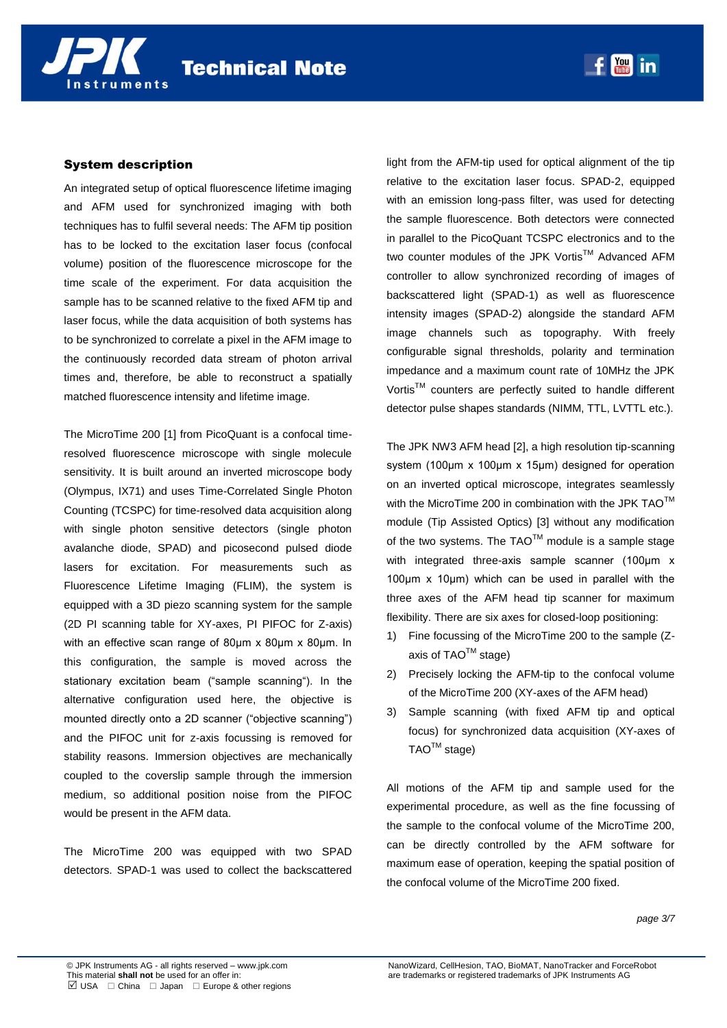## System description

An integrated setup of optical fluorescence lifetime imaging and AFM used for synchronized imaging with both techniques has to fulfil several needs: The AFM tip position has to be locked to the excitation laser focus (confocal volume) position of the fluorescence microscope for the time scale of the experiment. For data acquisition the sample has to be scanned relative to the fixed AFM tip and laser focus, while the data acquisition of both systems has to be synchronized to correlate a pixel in the AFM image to the continuously recorded data stream of photon arrival times and, therefore, be able to reconstruct a spatially matched fluorescence intensity and lifetime image.

The MicroTime 200 [1] from PicoQuant is a confocal time-resolved fluorescence microscope with single molecule sensitivity. It is built around an inverted microscope body (Olympus, IX71) and uses Time-Correlated Single Photon Counting (TCSPC) for time-resolved data acquisition along with single photon sensitive detectors (single photon avalanche diode, SPAD) and picosecond pulsed diode lasers for excitation. For measurements such as Fluorescence Lifetime Imaging (FLIM), the system is equipped with a 3D piezo scanning system for the sample (2D PI scanning table for XY-axes, PI PIFOC for Z-axis) with an effective scan range of 80µm x 80µm x 80µm. In this configuration, the sample is moved across the stationary excitation beam ("sample scanning"). In the alternative configuration used here, the objective is mounted directly onto a 2D scanner ("objective scanning") and the PIFOC unit for z-axis focussing is removed for stability reasons. Immersion objectives are mechanically coupled to the coverslip sample through the immersion medium, so additional position noise from the PIFOC would be present in the AFM data.

The MicroTime 200 was equipped with two SPAD detectors. SPAD-1 was used to collect the backscattered light from the AFM-tip used for optical alignment of the tip relative to the excitation laser focus. SPAD-2, equipped with an emission long-pass filter, was used for detecting the sample fluorescence. Both detectors were connected in parallel to the PicoQuant TCSPC electronics and to the two counter modules of the JPK Vortis™ Advanced AFM controller to allow synchronized recording of images of backscattered light (SPAD-1) as well as fluorescence intensity images (SPAD-2) alongside the standard AFM image channels such as topography. With freely configurable signal thresholds, polarity and termination impedance and a maximum count rate of 10MHz the JPK Vortis™ counters are perfectly suited to handle different detector pulse shapes standards (NIMM, TTL, LVTTL etc.).

The JPK NW3 AFM head [2], a high resolution tip-scanning system (100µm x 100µm x 15µm) designed for operation on an inverted optical microscope, integrates seamlessly with the MicroTime 200 in combination with the JPK TAO™ module (Tip Assisted Optics) [3] without any modification of the two systems. The TAO™ module is a sample stage with integrated three-axis sample scanner (100µm x 100µm x 10µm) which can be used in parallel with the three axes of the AFM head tip scanner for maximum flexibility. There are six axes for closed-loop positioning:

1) Fine focussing of the MicroTime 200 to the sample (Z-axis of TAO™ stage)
2) Precisely locking the AFM-tip to the confocal volume of the MicroTime 200 (XY-axes of the AFM head)
3) Sample scanning (with fixed AFM tip and optical focus) for synchronized data acquisition (XY-axes of TAO™ stage)

All motions of the AFM tip and sample used for the experimental procedure, as well as the fine focussing of the sample to the confocal volume of the MicroTime 200, can be directly controlled by the AFM software for maximum ease of operation, keeping the spatial position of the confocal volume of the MicroTime 200 fixed.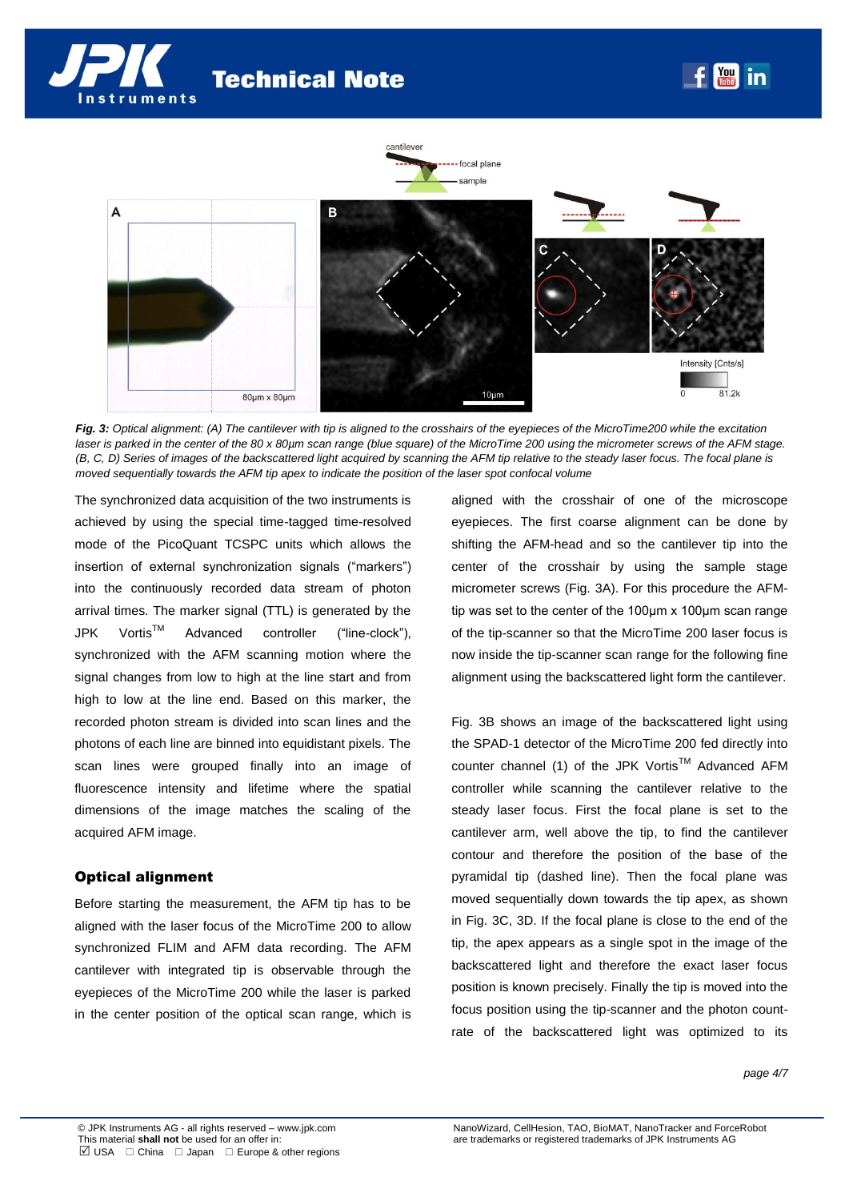*Fig. 3: Optical alignment: (A) The cantilever with tip is aligned to the crosshairs of the eyepieces of the MicroTime200 while the excitation laser is parked in the center of the 80 x 80µm scan range (blue square) of the MicroTime 200 using the micrometer screws of the AFM stage. (B, C, D) Series of images of the backscattered light acquired by scanning the AFM tip relative to the steady laser focus. The focal plane is moved sequentially towards the AFM tip apex to indicate the position of the laser spot confocal volume*

The synchronized data acquisition of the two instruments is achieved by using the special time-tagged time-resolved mode of the PicoQuant TCSPC units which allows the insertion of external synchronization signals ("markers") into the continuously recorded data stream of photon arrival times. The marker signal (TTL) is generated by the JPK Vortis™ Advanced controller ("line-clock"), synchronized with the AFM scanning motion where the signal changes from low to high at the line start and from high to low at the line end. Based on this marker, the recorded photon stream is divided into scan lines and the photons of each line are binned into equidistant pixels. The scan lines were grouped finally into an image of fluorescence intensity and lifetime where the spatial dimensions of the image matches the scaling of the acquired AFM image.

## Optical alignment

Before starting the measurement, the AFM tip has to be aligned with the laser focus of the MicroTime 200 to allow synchronized FLIM and AFM data recording. The AFM cantilever with integrated tip is observable through the eyepieces of the MicroTime 200 while the laser is parked in the center position of the optical scan range, which is aligned with the crosshair of one of the microscope eyepieces. The first coarse alignment can be done by shifting the AFM-head and so the cantilever tip into the center of the crosshair by using the sample stage micrometer screws (Fig. 3A). For this procedure the AFM-tip was set to the center of the 100µm x 100µm scan range of the tip-scanner so that the MicroTime 200 laser focus is now inside the tip-scanner scan range for the following fine alignment using the backscattered light form the cantilever.

Fig. 3B shows an image of the backscattered light using the SPAD-1 detector of the MicroTime 200 fed directly into counter channel (1) of the JPK Vortis™ Advanced AFM controller while scanning the cantilever relative to the steady laser focus. First the focal plane is set to the cantilever arm, well above the tip, to find the cantilever contour and therefore the position of the base of the pyramidal tip (dashed line). Then the focal plane was moved sequentially down towards the tip apex, as shown in Fig. 3C, 3D. If the focal plane is close to the end of the tip, the apex appears as a single spot in the image of the backscattered light and therefore the exact laser focus position is known precisely. Finally the tip is moved into the focus position using the tip-scanner and the photon count-rate of the backscattered light was optimized to its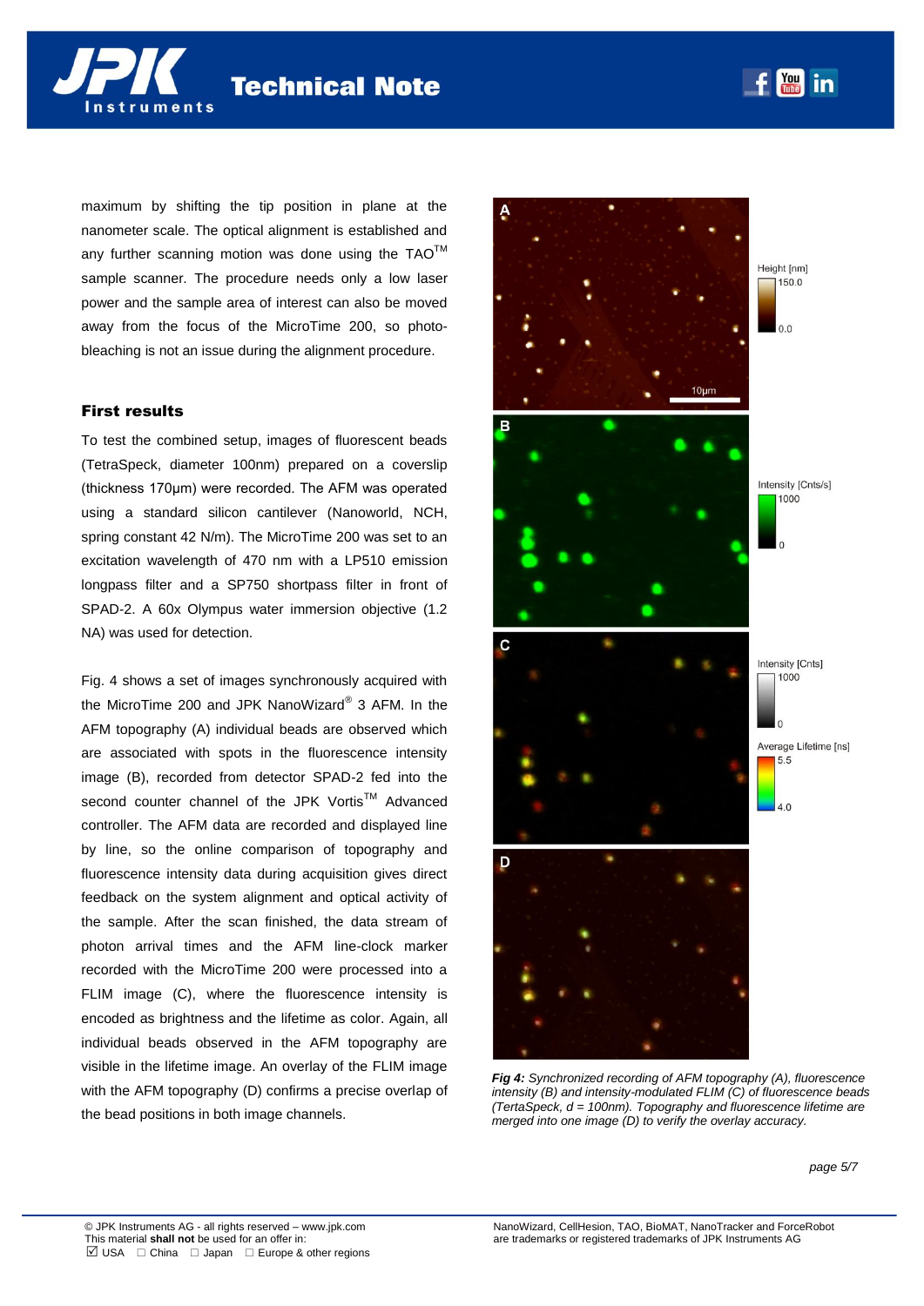maximum by shifting the tip position in plane at the nanometer scale. The optical alignment is established and any further scanning motion was done using the TAO™ sample scanner. The procedure needs only a low laser power and the sample area of interest can also be moved away from the focus of the MicroTime 200, so photo-bleaching is not an issue during the alignment procedure.

## First results

To test the combined setup, images of fluorescent beads (TetraSpeck, diameter 100nm) prepared on a coverslip (thickness 170µm) were recorded. The AFM was operated using a standard silicon cantilever (Nanoworld, NCH, spring constant 42 N/m). The MicroTime 200 was set to an excitation wavelength of 470 nm with a LP510 emission longpass filter and a SP750 shortpass filter in front of SPAD-2. A 60x Olympus water immersion objective (1.2 NA) was used for detection.

Fig. 4 shows a set of images synchronously acquired with the MicroTime 200 and JPK NanoWizard® 3 AFM. In the AFM topography (A) individual beads are observed which are associated with spots in the fluorescence intensity image (B), recorded from detector SPAD-2 fed into the second counter channel of the JPK Vortis™ Advanced controller. The AFM data are recorded and displayed line by line, so the online comparison of topography and fluorescence intensity data during acquisition gives direct feedback on the system alignment and optical activity of the sample. After the scan finished, the data stream of photon arrival times and the AFM line-clock marker recorded with the MicroTime 200 were processed into a FLIM image (C), where the fluorescence intensity is encoded as brightness and the lifetime as color. Again, all individual beads observed in the AFM topography are visible in the lifetime image. An overlay of the FLIM image with the AFM topography (D) confirms a precise overlap of the bead positions in both image channels.

***Fig 4:*** *Synchronized recording of AFM topography (A), fluorescence intensity (B) and intensity-modulated FLIM (C) of fluorescence beads (TertaSpeck, d = 100nm). Topography and fluorescence lifetime are merged into one image (D) to verify the overlay accuracy.*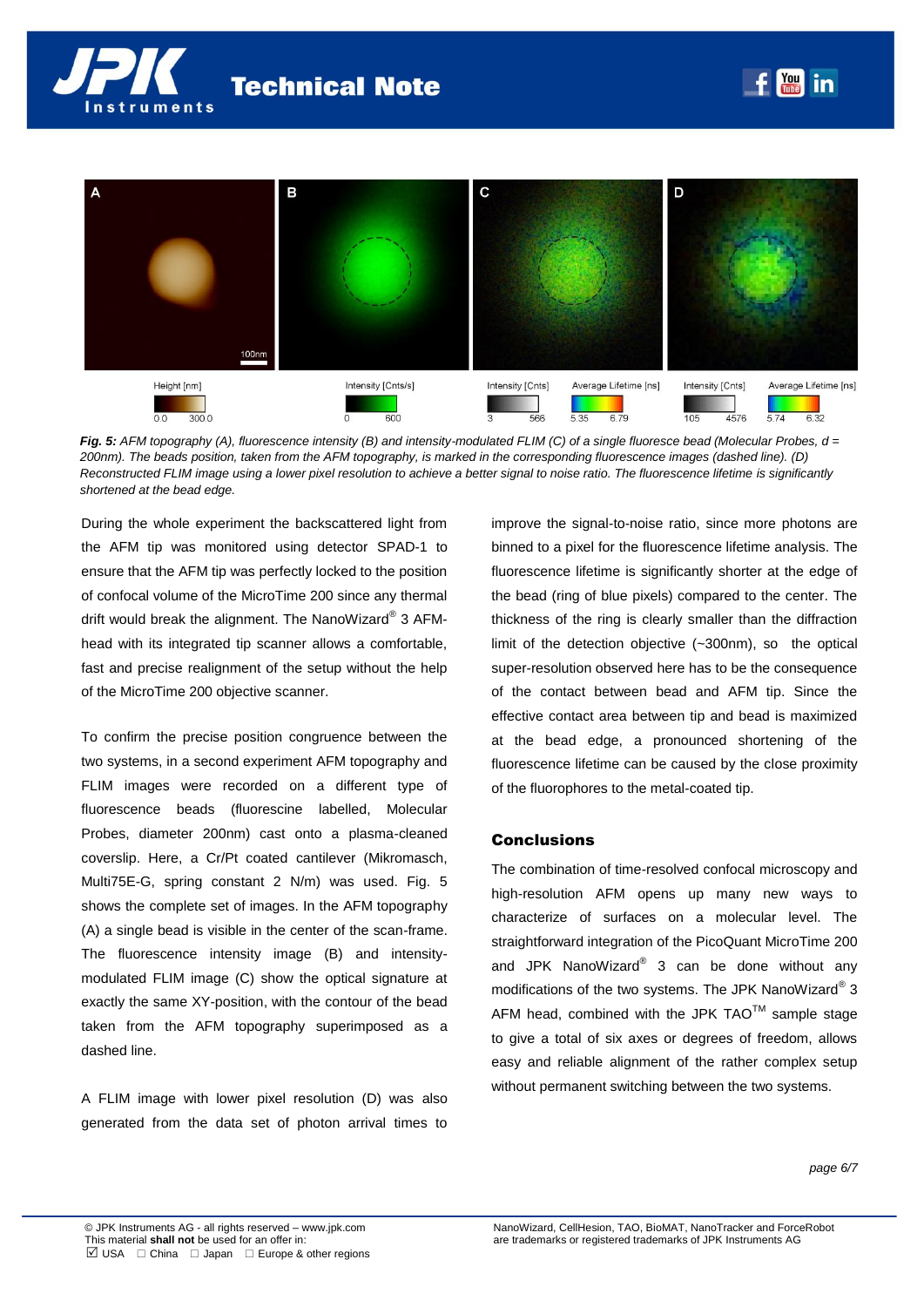*Fig. 5: AFM topography (A), fluorescence intensity (B) and intensity-modulated FLIM (C) of a single fluoresce bead (Molecular Probes, d = 200nm). The beads position, taken from the AFM topography, is marked in the corresponding fluorescence images (dashed line). (D) Reconstructed FLIM image using a lower pixel resolution to achieve a better signal to noise ratio. The fluorescence lifetime is significantly shortened at the bead edge.*

During the whole experiment the backscattered light from the AFM tip was monitored using detector SPAD-1 to ensure that the AFM tip was perfectly locked to the position of confocal volume of the MicroTime 200 since any thermal drift would break the alignment. The NanoWizard® 3 AFM-head with its integrated tip scanner allows a comfortable, fast and precise realignment of the setup without the help of the MicroTime 200 objective scanner.

To confirm the precise position congruence between the two systems, in a second experiment AFM topography and FLIM images were recorded on a different type of fluorescence beads (fluorescine labelled, Molecular Probes, diameter 200nm) cast onto a plasma-cleaned coverslip. Here, a Cr/Pt coated cantilever (Mikromasch, Multi75E-G, spring constant 2 N/m) was used. Fig. 5 shows the complete set of images. In the AFM topography (A) a single bead is visible in the center of the scan-frame. The fluorescence intensity image (B) and intensity-modulated FLIM image (C) show the optical signature at exactly the same XY-position, with the contour of the bead taken from the AFM topography superimposed as a dashed line.

A FLIM image with lower pixel resolution (D) was also generated from the data set of photon arrival times to improve the signal-to-noise ratio, since more photons are binned to a pixel for the fluorescence lifetime analysis. The fluorescence lifetime is significantly shorter at the edge of the bead (ring of blue pixels) compared to the center. The thickness of the ring is clearly smaller than the diffraction limit of the detection objective (~300nm), so the optical super-resolution observed here has to be the consequence of the contact between bead and AFM tip. Since the effective contact area between tip and bead is maximized at the bead edge, a pronounced shortening of the fluorescence lifetime can be caused by the close proximity of the fluorophores to the metal-coated tip.

## Conclusions

The combination of time-resolved confocal microscopy and high-resolution AFM opens up many new ways to characterize of surfaces on a molecular level. The straightforward integration of the PicoQuant MicroTime 200 and JPK NanoWizard® 3 can be done without any modifications of the two systems. The JPK NanoWizard® 3 AFM head, combined with the JPK TAO™ sample stage to give a total of six axes or degrees of freedom, allows easy and reliable alignment of the rather complex setup without permanent switching between the two systems.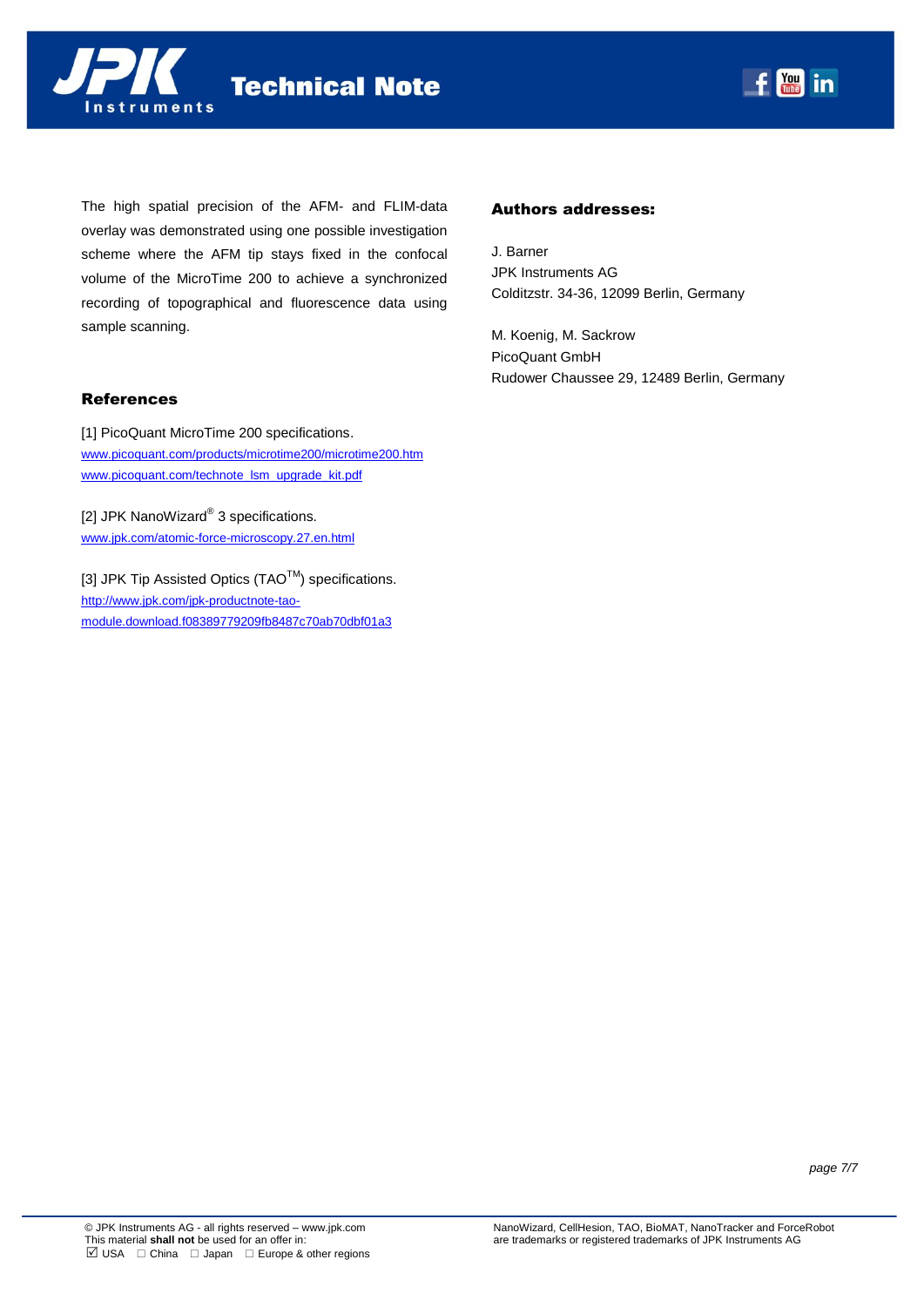The high spatial precision of the AFM- and FLIM-data overlay was demonstrated using one possible investigation scheme where the AFM tip stays fixed in the confocal volume of the MicroTime 200 to achieve a synchronized recording of topographical and fluorescence data using sample scanning.

## References

[1] PicoQuant MicroTime 200 specifications.
www.picoquant.com/products/microtime200/microtime200.htm
www.picoquant.com/technote_lsm_upgrade_kit.pdf

[2] JPK NanoWizard® 3 specifications.
www.jpk.com/atomic-force-microscopy.27.en.html

[3] JPK Tip Assisted Optics (TAO™) specifications.
http://www.jpk.com/jpk-productnote-tao-module.download.f08389779209fb8487c70ab70dbf01a3

## Authors addresses:

J. Barner
JPK Instruments AG
Colditzstr. 34-36, 12099 Berlin, Germany

M. Koenig, M. Sackrow
PicoQuant GmbH
Rudower Chaussee 29, 12489 Berlin, Germany